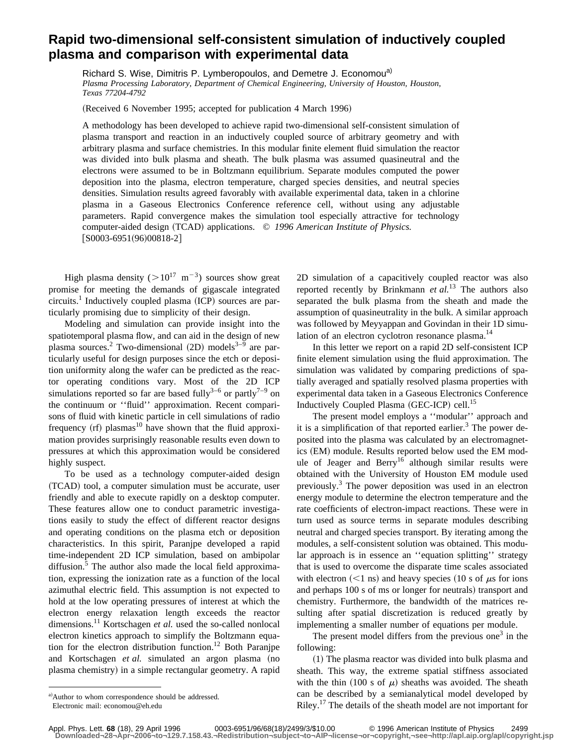# Rapid two-dimensional self-consistent simulation of inductively coupled plasma and comparison with experimental data

Richard S. Wise, Dimitris P. Lymberopoulos, and Demetre J. Economou[a]

*Plasma Processing Laboratory, Department of Chemical Engineering, University of Houston, Houston, Texas 77204-4792*

(Received 6 November 1995; accepted for publication 4 March 1996)

A methodology has been developed to achieve rapid two-dimensional self-consistent simulation of plasma transport and reaction in an inductively coupled source of arbitrary geometry and with arbitrary plasma and surface chemistries. In this modular finite element fluid simulation the reactor was divided into bulk plasma and sheath. The bulk plasma was assumed quasineutral and the electrons were assumed to be in Boltzmann equilibrium. Separate modules computed the power deposition into the plasma, electron temperature, charged species densities, and neutral species densities. Simulation results agreed favorably with available experimental data, taken in a chlorine plasma in a Gaseous Electronics Conference reference cell, without using any adjustable parameters. Rapid convergence makes the simulation tool especially attractive for technology computer-aided design (TCAD) applications. © *1996 American Institute of Physics.* [S0003-6951(96)00818-2]

High plasma density ($>10^{17}$ m$^{-3}$) sources show great promise for meeting the demands of gigascale integrated circuits.[1] Inductively coupled plasma (ICP) sources are particularly promising due to simplicity of their design.

Modeling and simulation can provide insight into the spatiotemporal plasma flow, and can aid in the design of new plasma sources.[2] Two-dimensional (2D) models[3–9] are particularly useful for design purposes since the etch or deposition uniformity along the wafer can be predicted as the reactor operating conditions vary. Most of the 2D ICP simulations reported so far are based fully[3–6] or partly[7–9] on the continuum or "fluid" approximation. Recent comparisons of fluid with kinetic particle in cell simulations of radio frequency (rf) plasmas[10] have shown that the fluid approximation provides surprisingly reasonable results even down to pressures at which this approximation would be considered highly suspect.

To be used as a technology computer-aided design (TCAD) tool, a computer simulation must be accurate, user friendly and able to execute rapidly on a desktop computer. These features allow one to conduct parametric investigations easily to study the effect of different reactor designs and operating conditions on the plasma etch or deposition characteristics. In this spirit, Paranjpe developed a rapid time-independent 2D ICP simulation, based on ambipolar diffusion.[5] The author also made the local field approximation, expressing the ionization rate as a function of the local azimuthal electric field. This assumption is not expected to hold at the low operating pressures of interest at which the electron energy relaxation length exceeds the reactor dimensions.[11] Kortschagen *et al.* used the so-called nonlocal electron kinetics approach to simplify the Boltzmann equation for the electron distribution function.[12] Both Paranjpe and Kortschagen *et al.* simulated an argon plasma (no plasma chemistry) in a simple rectangular geometry. A rapid 2D simulation of a capacitively coupled reactor was also reported recently by Brinkmann *et al.*[13] The authors also separated the bulk plasma from the sheath and made the assumption of quasineutrality in the bulk. A similar approach was followed by Meyyappan and Govindan in their 1D simulation of an electron cyclotron resonance plasma.[14]

In this letter we report on a rapid 2D self-consistent ICP finite element simulation using the fluid approximation. The simulation was validated by comparing predictions of spatially averaged and spatially resolved plasma properties with experimental data taken in a Gaseous Electronics Conference Inductively Coupled Plasma (GEC-ICP) cell.[15]

The present model employs a "modular" approach and it is a simplification of that reported earlier.[3] The power deposited into the plasma was calculated by an electromagnetics (EM) module. Results reported below used the EM module of Jeager and Berry[16] although similar results were obtained with the University of Houston EM module used previously.[3] The power deposition was used in an electron energy module to determine the electron temperature and the rate coefficients of electron-impact reactions. These were in turn used as source terms in separate modules describing neutral and charged species transport. By iterating among the modules, a self-consistent solution was obtained. This modular approach is in essence an "equation splitting" strategy that is used to overcome the disparate time scales associated with electron ($<1$ ns) and heavy species (10 s of $\mu$s for ions and perhaps 100 s of ms or longer for neutrals) transport and chemistry. Furthermore, the bandwidth of the matrices resulting after spatial discretization is reduced greatly by implementing a smaller number of equations per module.

The present model differs from the previous one[3] in the following:

(1) The plasma reactor was divided into bulk plasma and sheath. This way, the extreme spatial stiffness associated with the thin (100 s of $\mu$) sheaths was avoided. The sheath can be described by a semianalytical model developed by Riley.[17] The details of the sheath model are not important for

[a]Author to whom correspondence should be addressed. Electronic mail: economou@eh.edu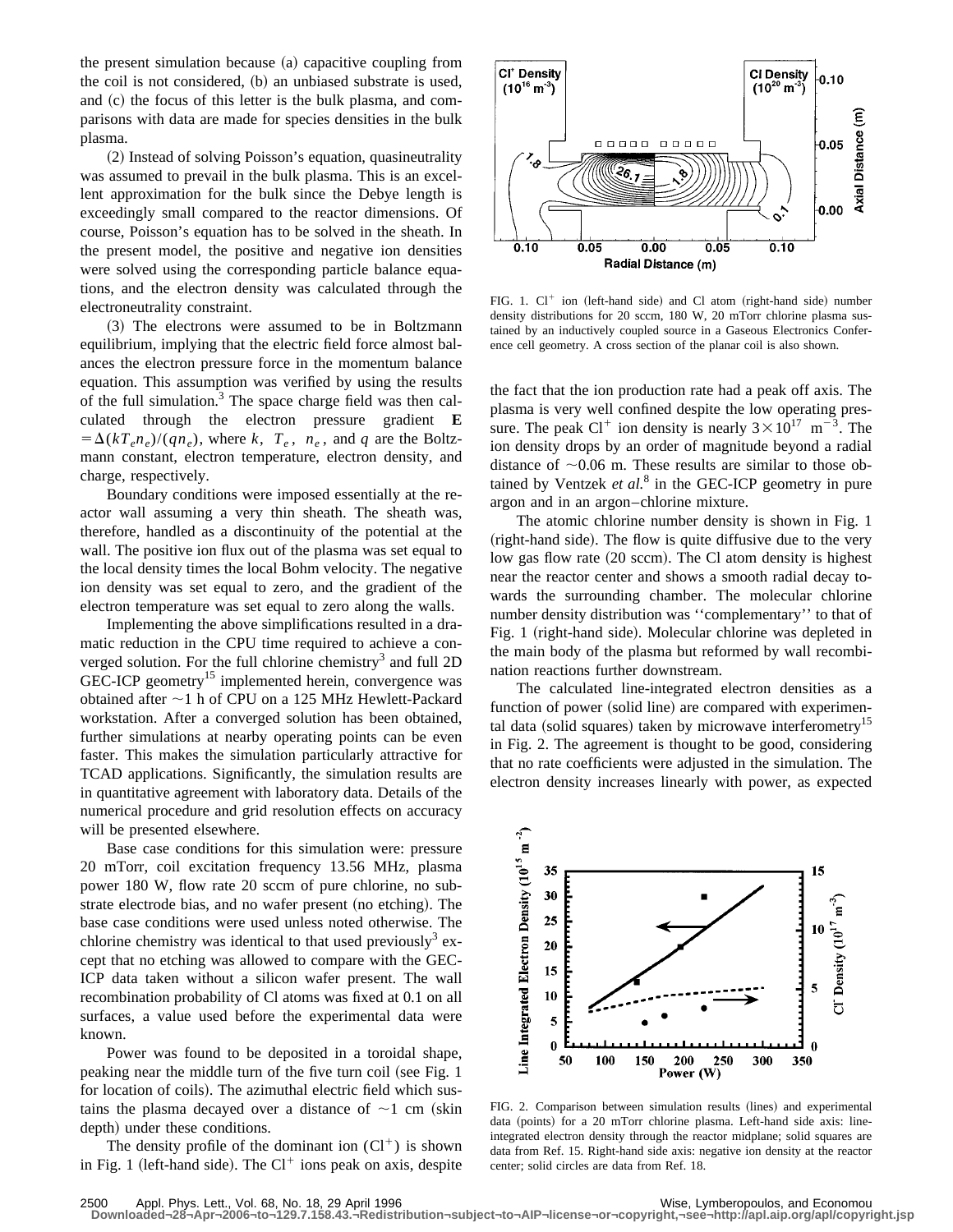the present simulation because (a) capacitive coupling from the coil is not considered, (b) an unbiased substrate is used, and (c) the focus of this letter is the bulk plasma, and comparisons with data are made for species densities in the bulk plasma.

(2) Instead of solving Poisson's equation, quasineutrality was assumed to prevail in the bulk plasma. This is an excellent approximation for the bulk since the Debye length is exceedingly small compared to the reactor dimensions. Of course, Poisson's equation has to be solved in the sheath. In the present model, the positive and negative ion densities were solved using the corresponding particle balance equations, and the electron density was calculated through the electroneutrality constraint.

(3) The electrons were assumed to be in Boltzmann equilibrium, implying that the electric field force almost balances the electron pressure force in the momentum balance equation. This assumption was verified by using the results of the full simulation.[3] The space charge field was then calculated through the electron pressure gradient $\mathbf{E} = \Delta(kT_e n_e)/(q n_e)$, where $k$, $T_e$, $n_e$, and $q$ are the Boltzmann constant, electron temperature, electron density, and charge, respectively.

Boundary conditions were imposed essentially at the reactor wall assuming a very thin sheath. The sheath was, therefore, handled as a discontinuity of the potential at the wall. The positive ion flux out of the plasma was set equal to the local density times the local Bohm velocity. The negative ion density was set equal to zero, and the gradient of the electron temperature was set equal to zero along the walls.

Implementing the above simplifications resulted in a dramatic reduction in the CPU time required to achieve a converged solution. For the full chlorine chemistry[3] and full 2D GEC-ICP geometry[15] implemented herein, convergence was obtained after ~1 h of CPU on a 125 MHz Hewlett-Packard workstation. After a converged solution has been obtained, further simulations at nearby operating points can be even faster. This makes the simulation particularly attractive for TCAD applications. Significantly, the simulation results are in quantitative agreement with laboratory data. Details of the numerical procedure and grid resolution effects on accuracy will be presented elsewhere.

Base case conditions for this simulation were: pressure 20 mTorr, coil excitation frequency 13.56 MHz, plasma power 180 W, flow rate 20 sccm of pure chlorine, no substrate electrode bias, and no wafer present (no etching). The base case conditions were used unless noted otherwise. The chlorine chemistry was identical to that used previously[3] except that no etching was allowed to compare with the GEC-ICP data taken without a silicon wafer present. The wall recombination probability of Cl atoms was fixed at 0.1 on all surfaces, a value used before the experimental data were known.

Power was found to be deposited in a toroidal shape, peaking near the middle turn of the five turn coil (see Fig. 1 for location of coils). The azimuthal electric field which sustains the plasma decayed over a distance of ~1 cm (skin depth) under these conditions.

The density profile of the dominant ion ($Cl^+$) is shown in Fig. 1 (left-hand side). The $Cl^+$ ions peak on axis, despite the fact that the ion production rate had a peak off axis. The plasma is very well confined despite the low operating pressure. The peak $Cl^+$ ion density is nearly $3\times10^{17}$ $m^{-3}$. The ion density drops by an order of magnitude beyond a radial distance of ~0.06 m. These results are similar to those obtained by Ventzek *et al.*[8] in the GEC-ICP geometry in pure argon and in an argon–chlorine mixture.

FIG. 1. $Cl^+$ ion (left-hand side) and Cl atom (right-hand side) number density distributions for 20 sccm, 180 W, 20 mTorr chlorine plasma sustained by an inductively coupled source in a Gaseous Electronics Conference cell geometry. A cross section of the planar coil is also shown.

The atomic chlorine number density is shown in Fig. 1 (right-hand side). The flow is quite diffusive due to the very low gas flow rate (20 sccm). The Cl atom density is highest near the reactor center and shows a smooth radial decay towards the surrounding chamber. The molecular chlorine number density distribution was "complementary" to that of Fig. 1 (right-hand side). Molecular chlorine was depleted in the main body of the plasma but reformed by wall recombination reactions further downstream.

The calculated line-integrated electron densities as a function of power (solid line) are compared with experimental data (solid squares) taken by microwave interferometry[15] in Fig. 2. The agreement is thought to be good, considering that no rate coefficients were adjusted in the simulation. The electron density increases linearly with power, as expected

FIG. 2. Comparison between simulation results (lines) and experimental data (points) for a 20 mTorr chlorine plasma. Left-hand side axis: line-integrated electron density through the reactor midplane; solid squares are data from Ref. 15. Right-hand side axis: negative ion density at the reactor center; solid circles are data from Ref. 18.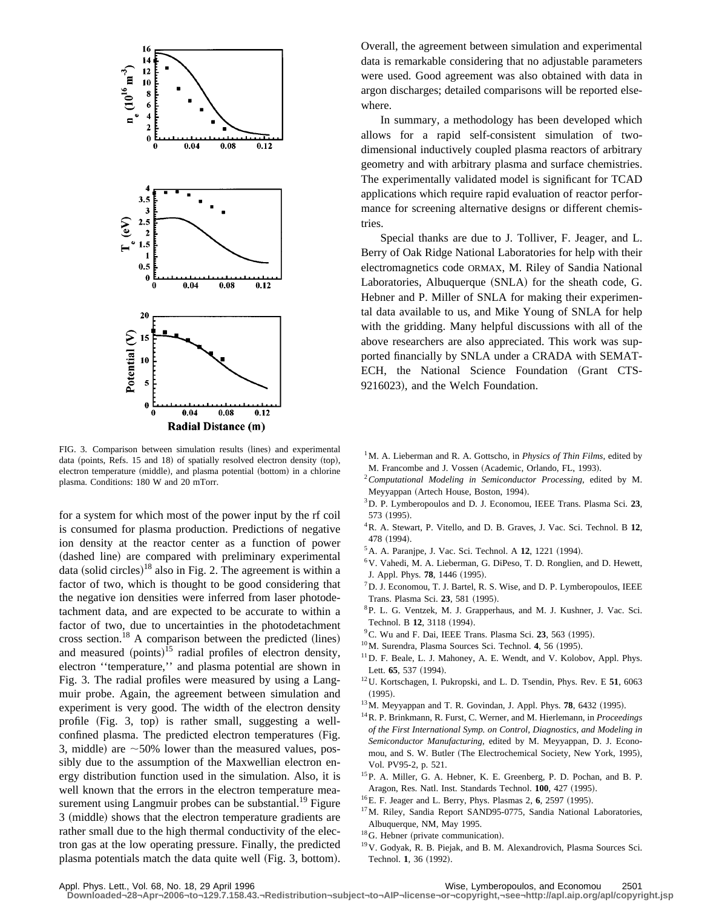$n_e$ ($10^{16}$ m$^{-3}$)

16
14
12
10
8
6
4
2
0

0 0.04 0.08 0.12

$T_e$ (eV)

4
3.5
3
2.5
2
1.5
1
0.5
0

0 0.04 0.08 0.12

Potential (V)

20
15
10
5
0

0 0.04 0.08 0.12

Radial Distance (m)

FIG. 3. Comparison between simulation results (lines) and experimental data (points, Refs. 15 and 18) of spatially resolved electron density (top), electron temperature (middle), and plasma potential (bottom) in a chlorine plasma. Conditions: 180 W and 20 mTorr.

for a system for which most of the power input by the rf coil is consumed for plasma production. Predictions of negative ion density at the reactor center as a function of power (dashed line) are compared with preliminary experimental data (solid circles)[18] also in Fig. 2. The agreement is within a factor of two, which is thought to be good considering that the negative ion densities were inferred from laser photodetachment data, and are expected to be accurate to within a factor of two, due to uncertainties in the photodetachment cross section.[18] A comparison between the predicted (lines) and measured (points)[15] radial profiles of electron density, electron ''temperature,'' and plasma potential are shown in Fig. 3. The radial profiles were measured by using a Langmuir probe. Again, the agreement between simulation and experiment is very good. The width of the electron density profile (Fig. 3, top) is rather small, suggesting a well-confined plasma. The predicted electron temperatures (Fig. 3, middle) are ~50% lower than the measured values, possibly due to the assumption of the Maxwellian electron energy distribution function used in the simulation. Also, it is well known that the errors in the electron temperature measurement using Langmuir probes can be substantial.[19] Figure 3 (middle) shows that the electron temperature gradients are rather small due to the high thermal conductivity of the electron gas at the low operating pressure. Finally, the predicted plasma potentials match the data quite well (Fig. 3, bottom). Overall, the agreement between simulation and experimental data is remarkable considering that no adjustable parameters were used. Good agreement was also obtained with data in argon discharges; detailed comparisons will be reported elsewhere.

In summary, a methodology has been developed which allows for a rapid self-consistent simulation of two-dimensional inductively coupled plasma reactors of arbitrary geometry and with arbitrary plasma and surface chemistries. The experimentally validated model is significant for TCAD applications which require rapid evaluation of reactor performance for screening alternative designs or different chemistries.

Special thanks are due to J. Tolliver, F. Jeager, and L. Berry of Oak Ridge National Laboratories for help with their electromagnetics code ORMAX, M. Riley of Sandia National Laboratories, Albuquerque (SNLA) for the sheath code, G. Hebner and P. Miller of SNLA for making their experimental data available to us, and Mike Young of SNLA for help with the gridding. Many helpful discussions with all of the above researchers are also appreciated. This work was supported financially by SNLA under a CRADA with SEMATECH, the National Science Foundation (Grant CTS-9216023), and the Welch Foundation.

[1] M. A. Lieberman and R. A. Gottscho, in *Physics of Thin Films*, edited by M. Francombe and J. Vossen (Academic, Orlando, FL, 1993).

[2] *Computational Modeling in Semiconductor Processing*, edited by M. Meyyappan (Artech House, Boston, 1994).

[3] D. P. Lymberopoulos and D. J. Economou, IEEE Trans. Plasma Sci. **23**, 573 (1995).

[4] R. A. Stewart, P. Vitello, and D. B. Graves, J. Vac. Sci. Technol. B **12**, 478 (1994).

[5] A. A. Paranjpe, J. Vac. Sci. Technol. A **12**, 1221 (1994).

[6] V. Vahedi, M. A. Lieberman, G. DiPeso, T. D. Ronglien, and D. Hewett, J. Appl. Phys. **78**, 1446 (1995).

[7] D. J. Economou, T. J. Bartel, R. S. Wise, and D. P. Lymberopoulos, IEEE Trans. Plasma Sci. **23**, 581 (1995).

[8] P. L. G. Ventzek, M. J. Grapperhaus, and M. J. Kushner, J. Vac. Sci. Technol. B **12**, 3118 (1994).

[9] C. Wu and F. Dai, IEEE Trans. Plasma Sci. **23**, 563 (1995).

[10] M. Surendra, Plasma Sources Sci. Technol. **4**, 56 (1995).

[11] D. F. Beale, L. J. Mahoney, A. E. Wendt, and V. Kolobov, Appl. Phys. Lett. **65**, 537 (1994).

[12] U. Kortschagen, I. Pukropski, and L. D. Tsendin, Phys. Rev. E **51**, 6063 (1995).

[13] M. Meyyappan and T. R. Govindan, J. Appl. Phys. **78**, 6432 (1995).

[14] R. P. Brinkmann, R. Furst, C. Werner, and M. Hierlemann, in *Proceedings of the First International Symp. on Control, Diagnostics, and Modeling in Semiconductor Manufacturing*, edited by M. Meyyappan, D. J. Economou, and S. W. Butler (The Electrochemical Society, New York, 1995), Vol. PV95-2, p. 521.

[15] P. A. Miller, G. A. Hebner, K. E. Greenberg, P. D. Pochan, and B. P. Aragon, Res. Natl. Inst. Standards Technol. **100**, 427 (1995).

[16] E. F. Jeager and L. Berry, Phys. Plasmas 2, **6**, 2597 (1995).

[17] M. Riley, Sandia Report SAND95-0775, Sandia National Laboratories, Albuquerque, NM, May 1995.

[18] G. Hebner (private communication).

[19] V. Godyak, R. B. Piejak, and B. M. Alexandrovich, Plasma Sources Sci. Technol. **1**, 36 (1992).